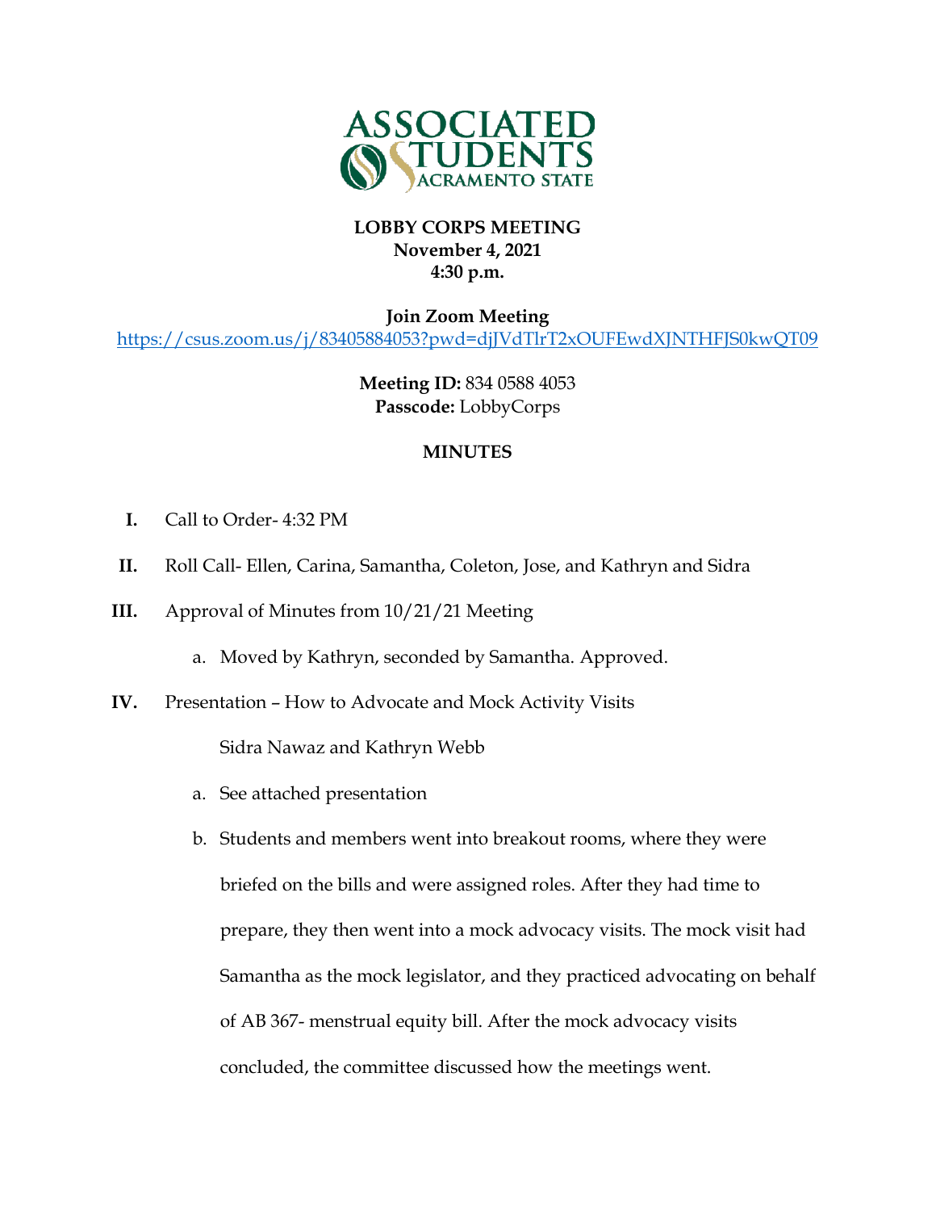ASSOCIATED STUDENTS SACRAMENTO STATE

**LOBBY CORPS MEETING**
**November 4, 2021**
**4:30 p.m.**

**Join Zoom Meeting**
https://csus.zoom.us/j/83405884053?pwd=djJVdTlrT2xOUFEwdXJNTHFJS0kwQT09

**Meeting ID:** 834 0588 4053
**Passcode:** LobbyCorps

**MINUTES**

I. Call to Order- 4:32 PM

II. Roll Call- Ellen, Carina, Samantha, Coleton, Jose, and Kathryn and Sidra

III. Approval of Minutes from 10/21/21 Meeting

   a. Moved by Kathryn, seconded by Samantha. Approved.

IV. Presentation – How to Advocate and Mock Activity Visits

   Sidra Nawaz and Kathryn Webb

   a. See attached presentation

   b. Students and members went into breakout rooms, where they were briefed on the bills and were assigned roles. After they had time to prepare, they then went into a mock advocacy visits. The mock visit had Samantha as the mock legislator, and they practiced advocating on behalf of AB 367- menstrual equity bill. After the mock advocacy visits concluded, the committee discussed how the meetings went.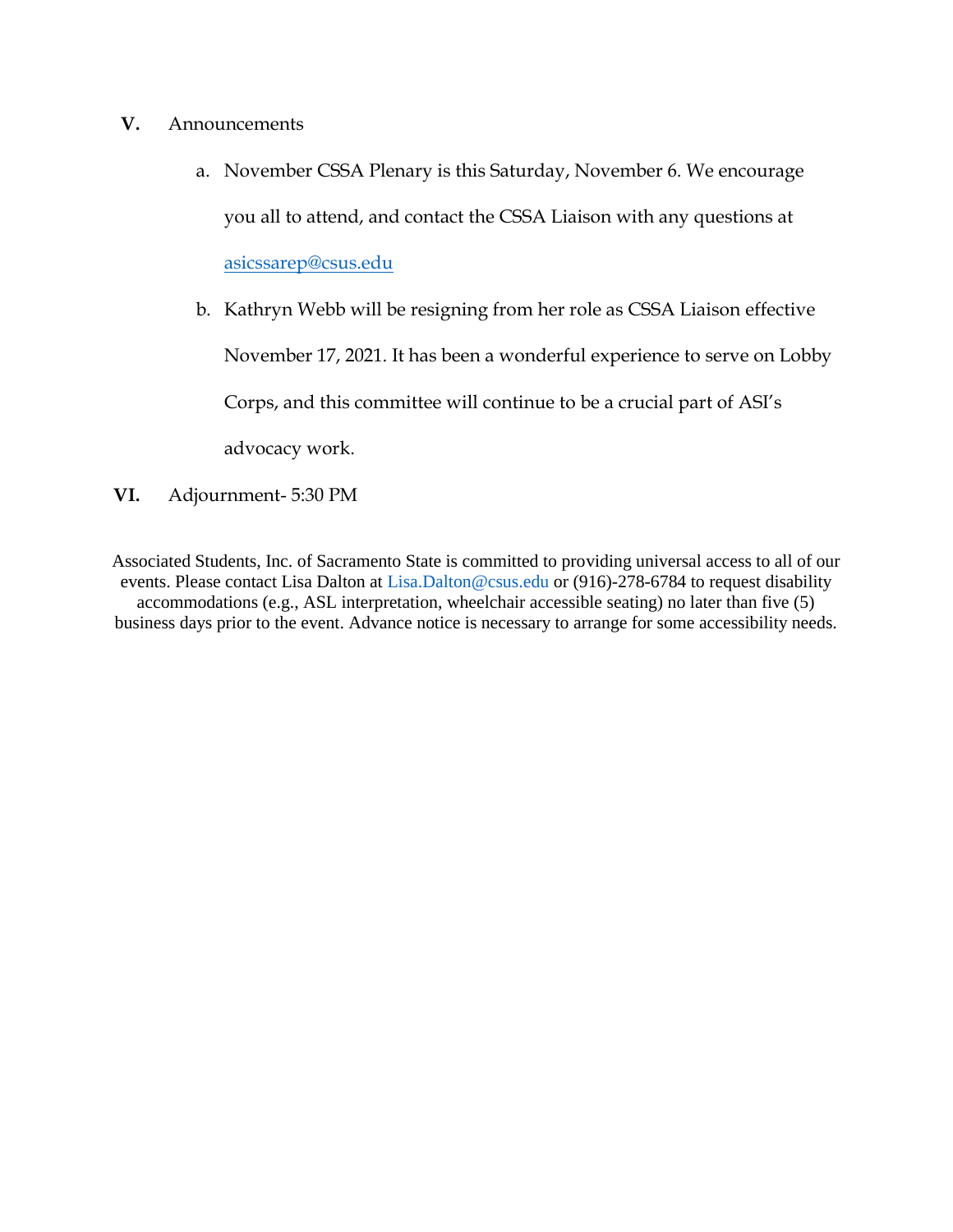**V.** Announcements

a. November CSSA Plenary is this Saturday, November 6. We encourage you all to attend, and contact the CSSA Liaison with any questions at asicssarep@csus.edu

b. Kathryn Webb will be resigning from her role as CSSA Liaison effective November 17, 2021. It has been a wonderful experience to serve on Lobby Corps, and this committee will continue to be a crucial part of ASI's advocacy work.

**VI.** Adjournment- 5:30 PM

Associated Students, Inc. of Sacramento State is committed to providing universal access to all of our events. Please contact Lisa Dalton at Lisa.Dalton@csus.edu or (916)-278-6784 to request disability accommodations (e.g., ASL interpretation, wheelchair accessible seating) no later than five (5) business days prior to the event. Advance notice is necessary to arrange for some accessibility needs.